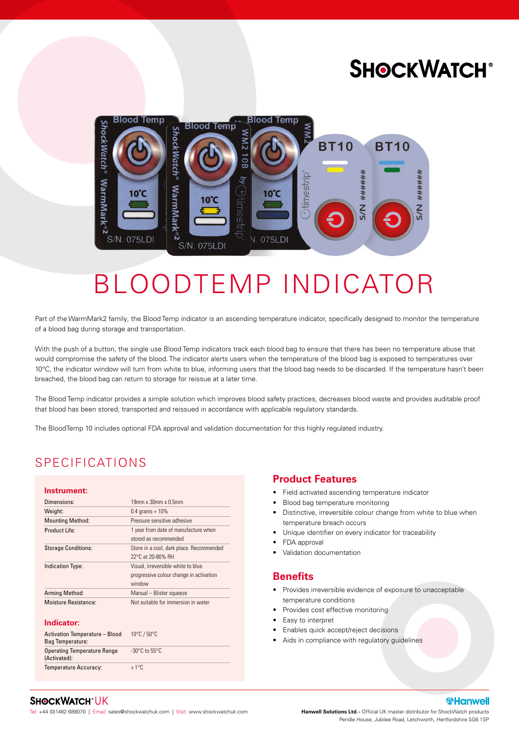# SHOCKWATCH®

# BLOODTEMP INDICATOR

Part of the WarmMark2 family, the Blood Temp indicator is an ascending temperature indicator, specifically designed to monitor the temperature of a blood bag during storage and transportation.

With the push of a button, the single use Blood Temp indicators track each blood bag to ensure that there has been no temperature abuse that would compromise the safety of the blood. The indicator alerts users when the temperature of the blood bag is exposed to temperatures over 10°C, the indicator window will turn from white to blue, informing users that the blood bag needs to be discarded. If the temperature hasn't been breached, the blood bag can return to storage for reissue at a later time.

The Blood Temp indicator provides a simple solution which improves blood safety practices, decreases blood waste and provides auditable proof that blood has been stored, transported and reissued in accordance with applicable regulatory standards.

The BloodTemp 10 includes optional FDA approval and validation documentation for this highly regulated industry.

## SPECIFICATIONS

### Instrument:

| | |
|---|---|
| Dimensions: | 19mm x 30mm x 0.5mm |
| Weight: | 0.4 grams + 10% |
| Mounting Method: | Pressure sensitive adhesive |
| Product Life: | 1 year from date of manufacture when stored as recommended |
| Storage Conditions: | Store in a cool, dark place. Recommended 22°C at 20-80% RH |
| Indication Type: | Visual, irreversible white to blue progressive colour change in activation window |
| Arming Method: | Manual – Blister squeeze |
| Moisture Resistance: | Not suitable for immersion in water |

### Indicator:

| | |
|---|---|
| Activation Temperature – Blood Bag Temperature: | 10°C / 50°C |
| Operating Temperature Range (Activated): | -30°C to 55°C |
| Temperature Accuracy: | + 1°C |

## Product Features

- Field activated ascending temperature indicator
- Blood bag temperature monitoring
- Distinctive, irreversible colour change from white to blue when temperature breach occurs
- Unique identifier on every indicator for traceability
- FDA approval
- Validation documentation

## Benefits

- Provides irreversible evidence of exposure to unacceptable temperature conditions
- Provides cost effective monitoring
- Easy to interpret
- Enables quick accept/reject decisions
- Aids in compliance with regulatory guidelines

SHOCKWATCH® UK

Tel: +44 (0)1462 688070 | Email: sales@shockwatchuk.com | Visit: www.shockwatchuk.com

Hanwell

**Hanwell Solutions Ltd.** - Official UK master distributor for ShockWatch products
Pendle House, Jubilee Road, Letchworth, Hertfordshire SG6 1SP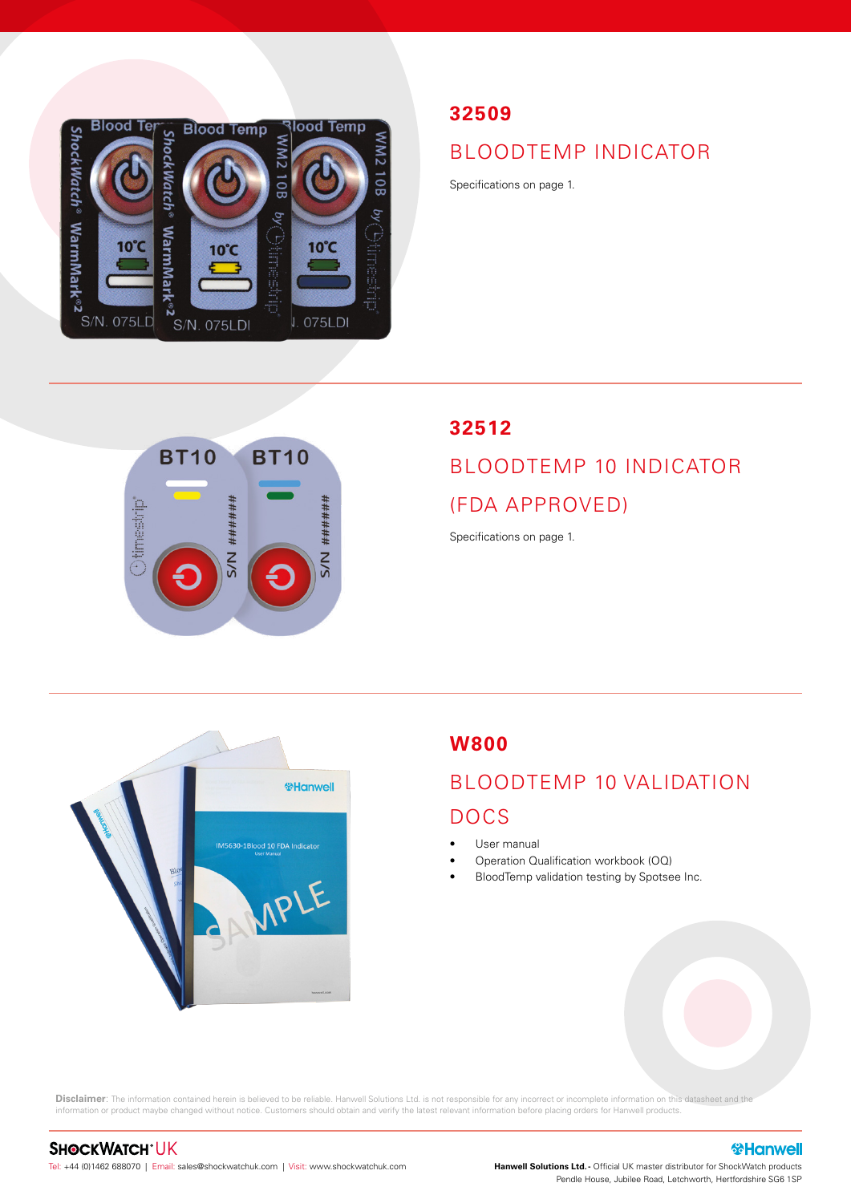## 32509

## BLOODTEMP INDICATOR

Specifications on page 1.

## 32512

## BLOODTEMP 10 INDICATOR (FDA APPROVED)

Specifications on page 1.

## W800

## BLOODTEMP 10 VALIDATION DOCS

- User manual
- Operation Qualification workbook (OQ)
- BloodTemp validation testing by Spotsee Inc.

**Disclaimer**: The information contained herein is believed to be reliable. Hanwell Solutions Ltd. is not responsible for any incorrect or incomplete information on this datasheet and the information or product maybe changed without notice. Customers should obtain and verify the latest relevant information before placing orders for Hanwell products.

SHOCKWATCH UK

Tel: +44 (0)1462 688070 | Email: sales@shockwatchuk.com | Visit: www.shockwatchuk.com

Hanwell

**Hanwell Solutions Ltd.** - Official UK master distributor for ShockWatch products
Pendle House, Jubilee Road, Letchworth, Hertfordshire SG6 1SP